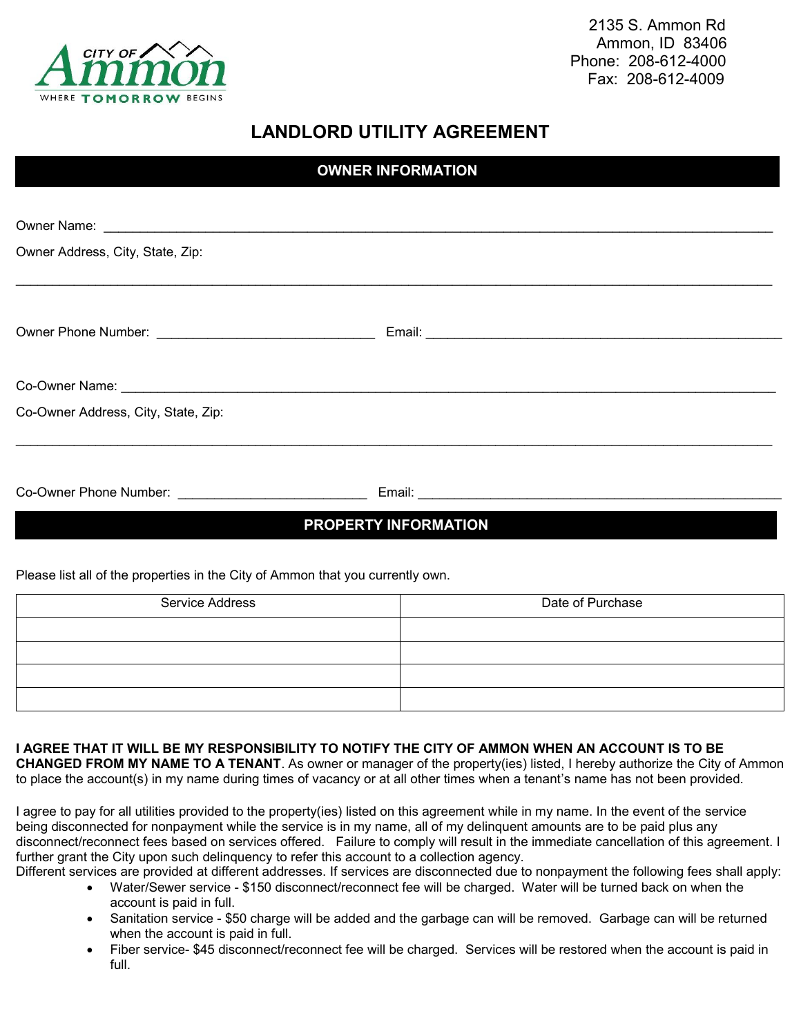CITY OF Ammon

WHERE TOMORROW BEGINS

2135 S. Ammon Rd
Ammon, ID 83406
Phone: 208-612-4000
Fax: 208-612-4009

# LANDLORD UTILITY AGREEMENT

## OWNER INFORMATION

Owner Name: ____________________________________________

Owner Address, City, State, Zip:

____________________________________________

Owner Phone Number: ____________________ Email: ____________________

Co-Owner Name: ____________________________________________

Co-Owner Address, City, State, Zip:

____________________________________________

Co-Owner Phone Number: ____________________ Email: ____________________

## PROPERTY INFORMATION

Please list all of the properties in the City of Ammon that you currently own.

| Service Address | Date of Purchase |
|---|---|
| | |
| | |
| | |
| | |

**I AGREE THAT IT WILL BE MY RESPONSIBILITY TO NOTIFY THE CITY OF AMMON WHEN AN ACCOUNT IS TO BE CHANGED FROM MY NAME TO A TENANT**. As owner or manager of the property(ies) listed, I hereby authorize the City of Ammon to place the account(s) in my name during times of vacancy or at all other times when a tenant's name has not been provided.

I agree to pay for all utilities provided to the property(ies) listed on this agreement while in my name. In the event of the service being disconnected for nonpayment while the service is in my name, all of my delinquent amounts are to be paid plus any disconnect/reconnect fees based on services offered. Failure to comply will result in the immediate cancellation of this agreement. I further grant the City upon such delinquency to refer this account to a collection agency.

Different services are provided at different addresses. If services are disconnected due to nonpayment the following fees shall apply:

- Water/Sewer service - $150 disconnect/reconnect fee will be charged. Water will be turned back on when the account is paid in full.
- Sanitation service - $50 charge will be added and the garbage can will be removed. Garbage can will be returned when the account is paid in full.
- Fiber service- $45 disconnect/reconnect fee will be charged. Services will be restored when the account is paid in full.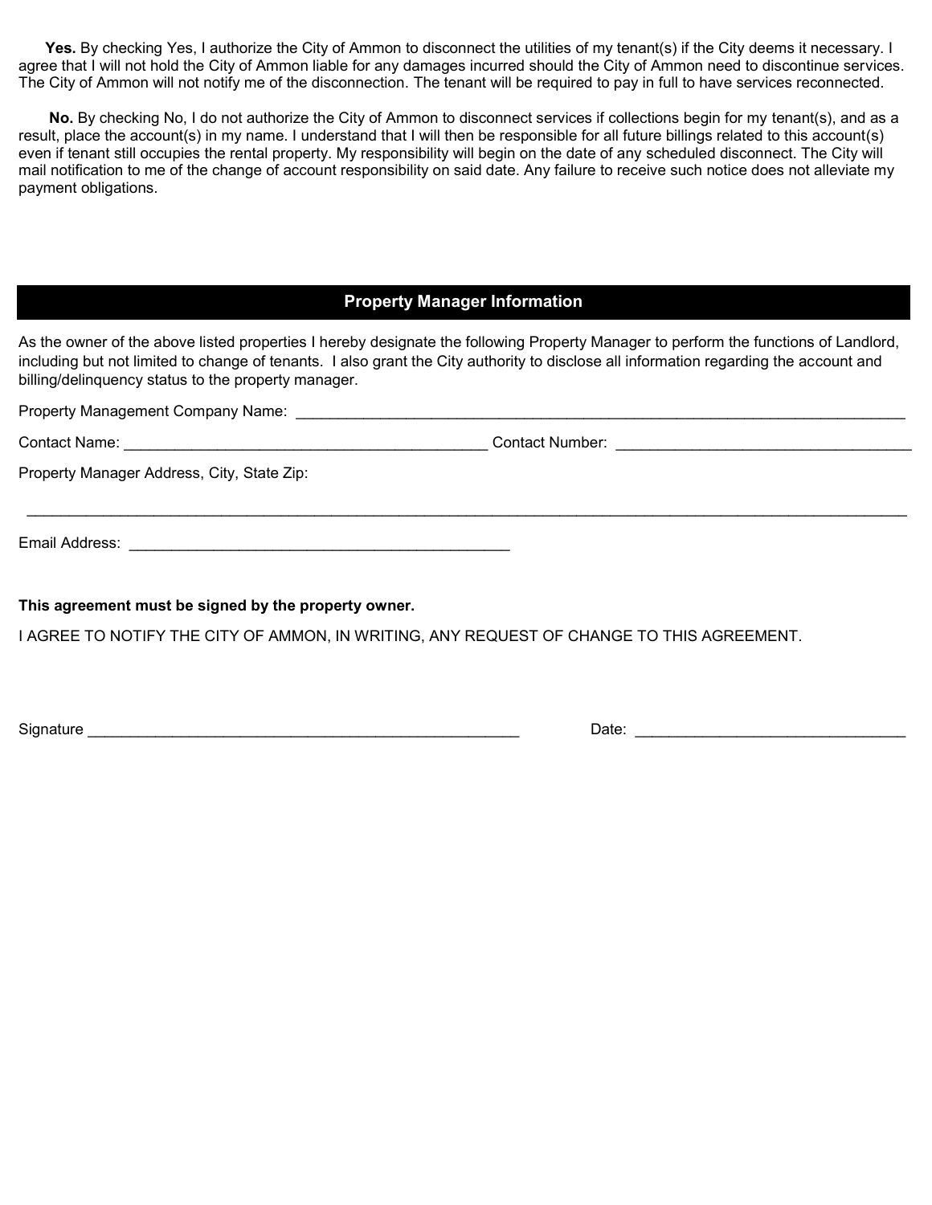**Yes.** By checking Yes, I authorize the City of Ammon to disconnect the utilities of my tenant(s) if the City deems it necessary. I agree that I will not hold the City of Ammon liable for any damages incurred should the City of Ammon need to discontinue services. The City of Ammon will not notify me of the disconnection. The tenant will be required to pay in full to have services reconnected.

**No.** By checking No, I do not authorize the City of Ammon to disconnect services if collections begin for my tenant(s), and as a result, place the account(s) in my name. I understand that I will then be responsible for all future billings related to this account(s) even if tenant still occupies the rental property. My responsibility will begin on the date of any scheduled disconnect. The City will mail notification to me of the change of account responsibility on said date. Any failure to receive such notice does not alleviate my payment obligations.

## Property Manager Information

As the owner of the above listed properties I hereby designate the following Property Manager to perform the functions of Landlord, including but not limited to change of tenants. I also grant the City authority to disclose all information regarding the account and billing/delinquency status to the property manager.

Property Management Company Name: ______________________________

Contact Name: ______________________________ Contact Number: ______________________________

Property Manager Address, City, State Zip:

______________________________

Email Address: ______________________________

**This agreement must be signed by the property owner.**

I AGREE TO NOTIFY THE CITY OF AMMON, IN WRITING, ANY REQUEST OF CHANGE TO THIS AGREEMENT.

Signature ______________________________ Date: ______________________________